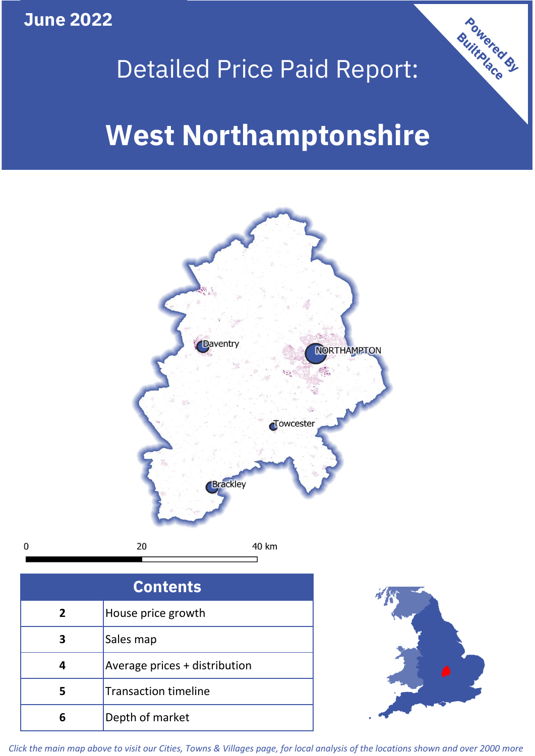June 2022

# Detailed Price Paid Report:

# West Northamptonshire

Powered By BuiltPlace

| Contents | |
|---|---|
| 2 | House price growth |
| 3 | Sales map |
| 4 | Average prices + distribution |
| 5 | Transaction timeline |
| 6 | Depth of market |

*Click the main map above to visit our Cities, Towns & Villages page, for local analysis of the locations shown and over 2000 more*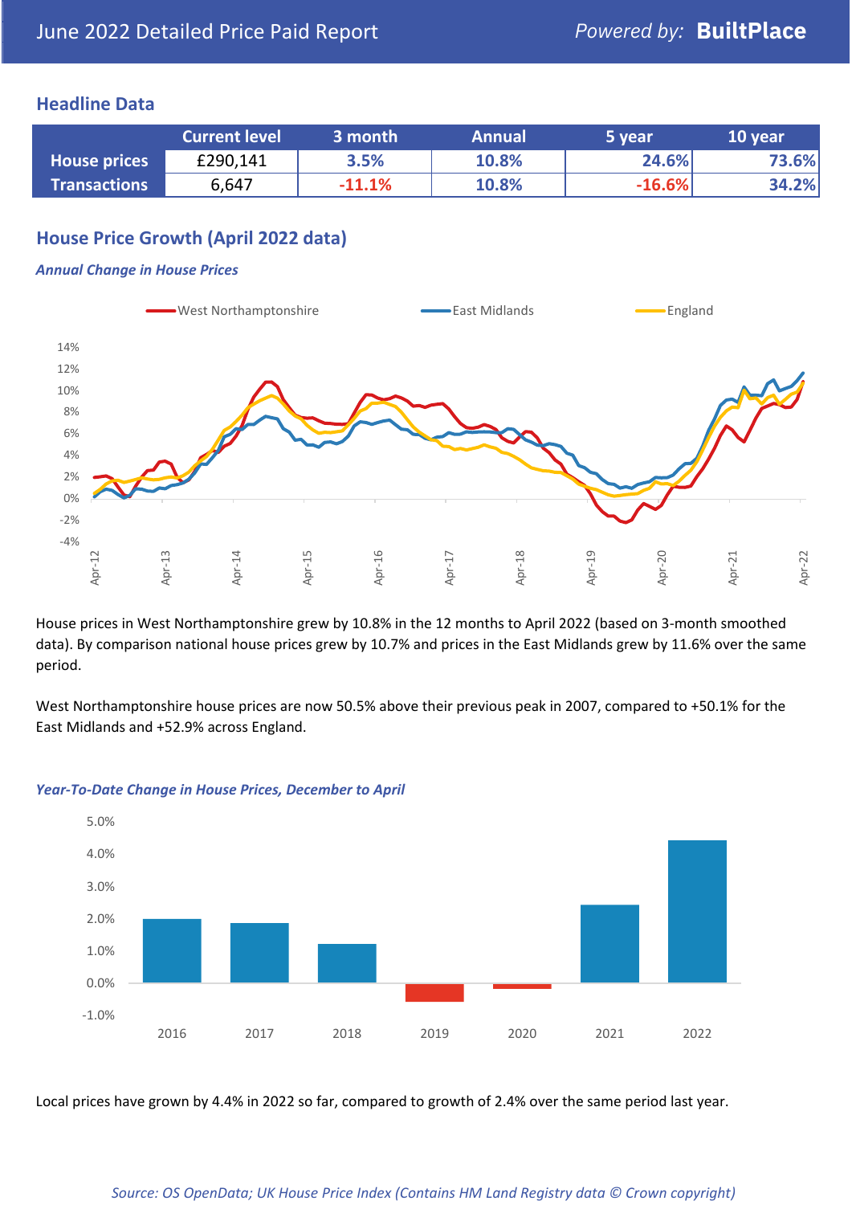June 2022 Detailed Price Paid Report

Powered by: **BuiltPlace**

## Headline Data

| | Current level | 3 month | Annual | 5 year | 10 year |
|---|---|---|---|---|---|
| **House prices** | £290,141 | 3.5% | 10.8% | 24.6% | 73.6% |
| **Transactions** | 6,647 | -11.1% | 10.8% | -16.6% | 34.2% |

## House Price Growth (April 2022 data)

***Annual Change in House Prices***

House prices in West Northamptonshire grew by 10.8% in the 12 months to April 2022 (based on 3-month smoothed data). By comparison national house prices grew by 10.7% and prices in the East Midlands grew by 11.6% over the same period.

West Northamptonshire house prices are now 50.5% above their previous peak in 2007, compared to +50.1% for the East Midlands and +52.9% across England.

***Year-To-Date Change in House Prices, December to April***

Local prices have grown by 4.4% in 2022 so far, compared to growth of 2.4% over the same period last year.

*Source: OS OpenData; UK House Price Index (Contains HM Land Registry data © Crown copyright)*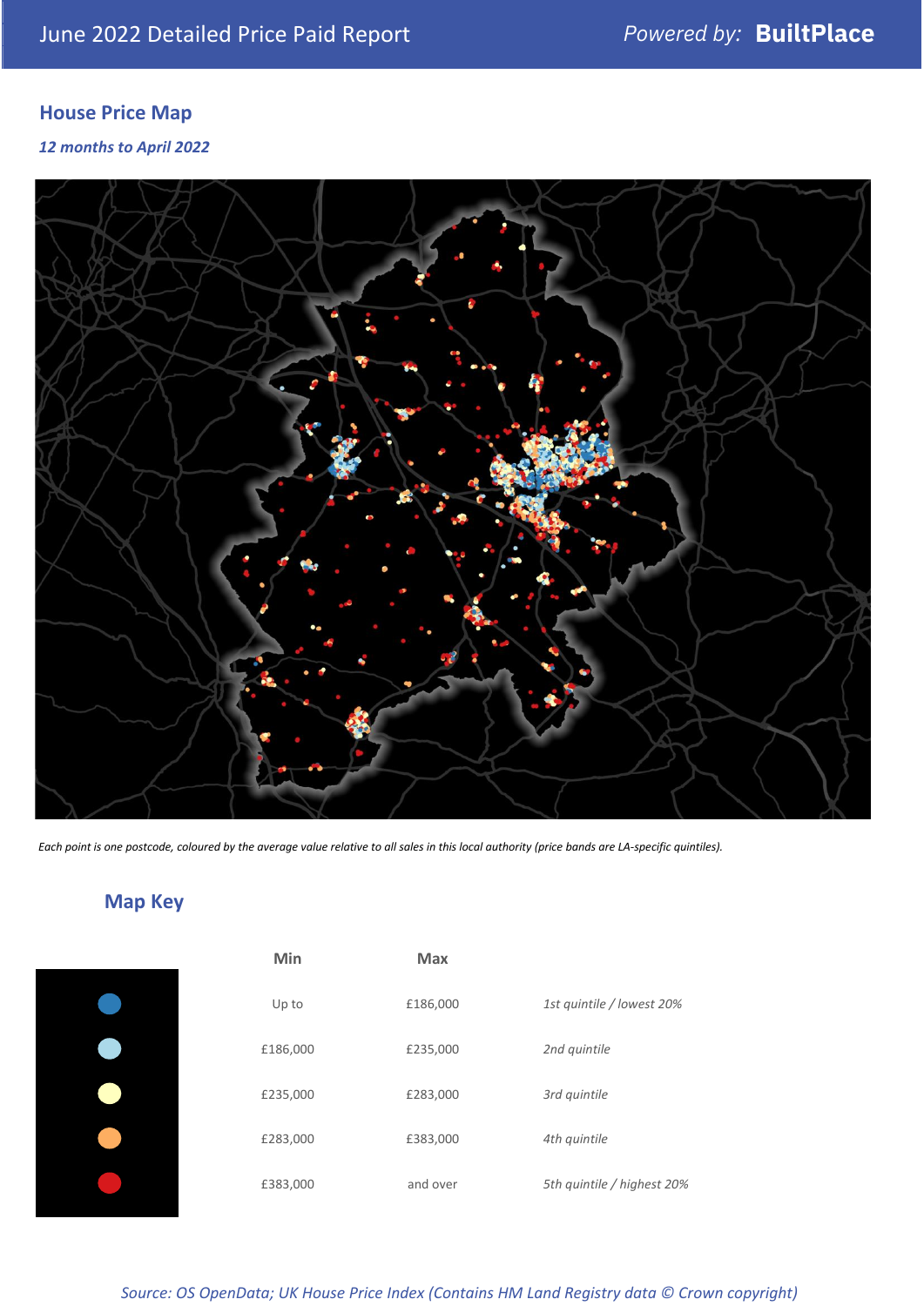## House Price Map

*12 months to April 2022*

*Each point is one postcode, coloured by the average value relative to all sales in this local authority (price bands are LA-specific quintiles).*

## Map Key

| Min | Max | |
|---|---|---|
| Up to | £186,000 | *1st quintile / lowest 20%* |
| £186,000 | £235,000 | *2nd quintile* |
| £235,000 | £283,000 | *3rd quintile* |
| £283,000 | £383,000 | *4th quintile* |
| £383,000 | and over | *5th quintile / highest 20%* |

*Source: OS OpenData; UK House Price Index (Contains HM Land Registry data © Crown copyright)*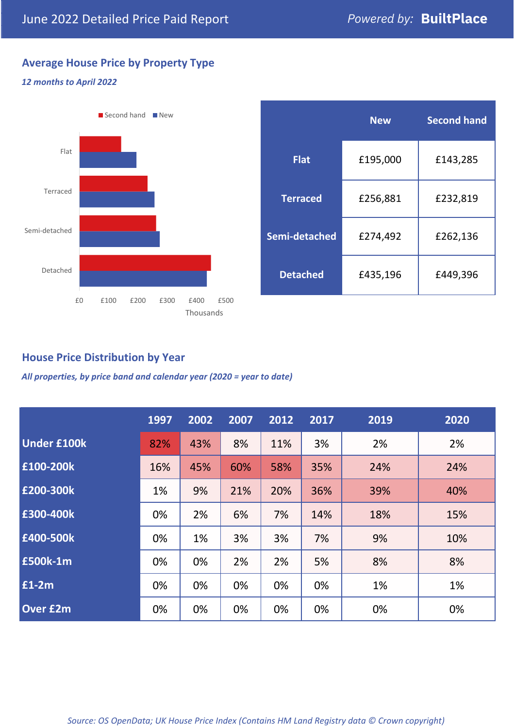June 2022 Detailed Price Paid Report

*Powered by:* **BuiltPlace**

## Average House Price by Property Type

***12 months to April 2022***

| | New | Second hand |
|---|---|---|
| **Flat** | £195,000 | £143,285 |
| **Terraced** | £256,881 | £232,819 |
| **Semi-detached** | £274,492 | £262,136 |
| **Detached** | £435,196 | £449,396 |

## House Price Distribution by Year

***All properties, by price band and calendar year (2020 = year to date)***

| | 1997 | 2002 | 2007 | 2012 | 2017 | 2019 | 2020 |
|---|---|---|---|---|---|---|---|
| **Under £100k** | 82% | 43% | 8% | 11% | 3% | 2% | 2% |
| **£100-200k** | 16% | 45% | 60% | 58% | 35% | 24% | 24% |
| **£200-300k** | 1% | 9% | 21% | 20% | 36% | 39% | 40% |
| **£300-400k** | 0% | 2% | 6% | 7% | 14% | 18% | 15% |
| **£400-500k** | 0% | 1% | 3% | 3% | 7% | 9% | 10% |
| **£500k-1m** | 0% | 0% | 2% | 2% | 5% | 8% | 8% |
| **£1-2m** | 0% | 0% | 0% | 0% | 0% | 1% | 1% |
| **Over £2m** | 0% | 0% | 0% | 0% | 0% | 0% | 0% |

*Source: OS OpenData; UK House Price Index (Contains HM Land Registry data © Crown copyright)*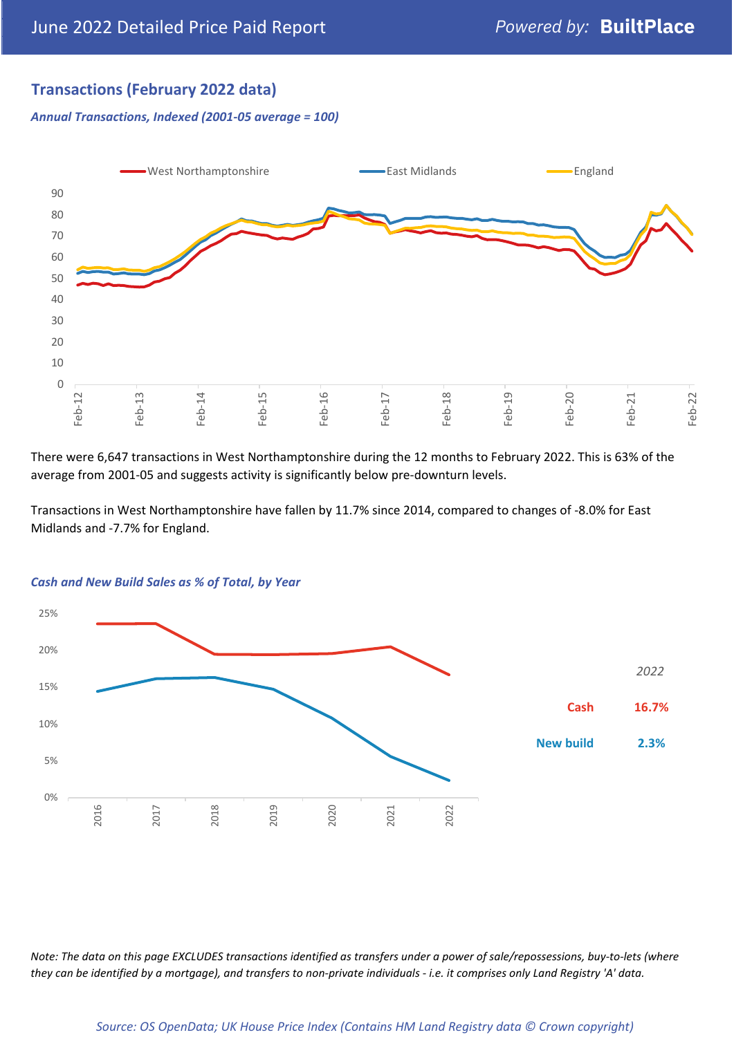## Transactions (February 2022 data)

*Annual Transactions, Indexed (2001-05 average = 100)*

There were 6,647 transactions in West Northamptonshire during the 12 months to February 2022. This is 63% of the average from 2001-05 and suggests activity is significantly below pre-downturn levels.

Transactions in West Northamptonshire have fallen by 11.7% since 2014, compared to changes of -8.0% for East Midlands and -7.7% for England.

*Cash and New Build Sales as % of Total, by Year*

| 2022 | |
|---|---|
| Cash | 16.7% |
| New build | 2.3% |

*Note: The data on this page EXCLUDES transactions identified as transfers under a power of sale/repossessions, buy-to-lets (where they can be identified by a mortgage), and transfers to non-private individuals - i.e. it comprises only Land Registry 'A' data.*

*Source: OS OpenData; UK House Price Index (Contains HM Land Registry data © Crown copyright)*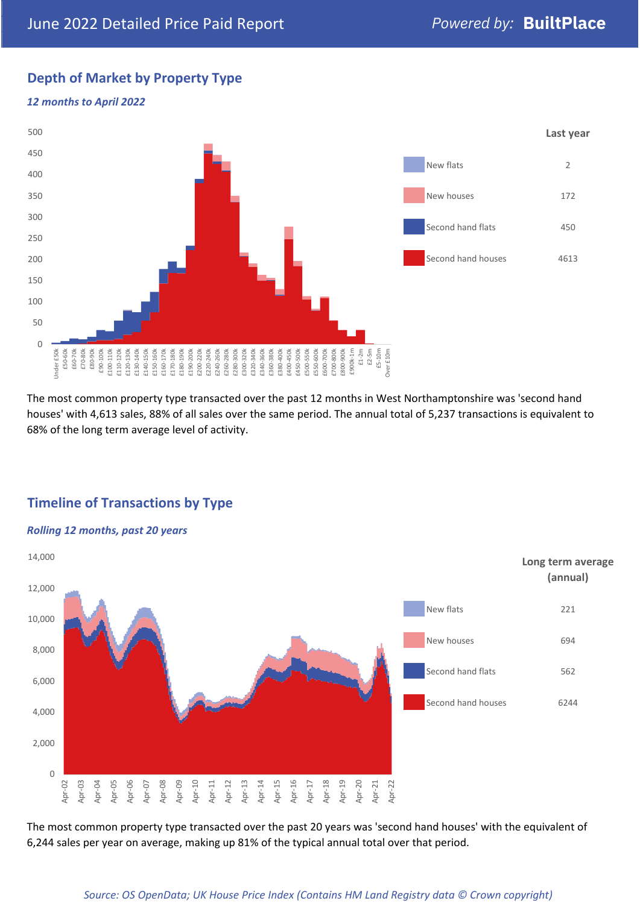June 2022 Detailed Price Paid Report

*Powered by:* **BuiltPlace**

## Depth of Market by Property Type

*12 months to April 2022*

Last year

New flats 2

New houses 172

Second hand flats 450

Second hand houses 4613

500
450
400
350
300
250
200
150
100
50
0

Under £50k, £50-60k, £60-70k, £70-80k, £80-90k, £90-100k, £100-110k, £110-120k, £120-130k, £130-140k, £140-150k, £150-160k, £160-170k, £170-180k, £180-190k, £190-200k, £200-220k, £220-240k, £240-260k, £260-280k, £280-300k, £300-320k, £320-340k, £340-360k, £360-380k, £380-400k, £400-450k, £450-500k, £500-550k, £550-600k, £600-700k, £700-800k, £800-900k, £900k-1m, £1-2m, £2-5m, £5-10m, Over £10m

The most common property type transacted over the past 12 months in West Northamptonshire was 'second hand houses' with 4,613 sales, 88% of all sales over the same period. The annual total of 5,237 transactions is equivalent to 68% of the long term average level of activity.

## Timeline of Transactions by Type

*Rolling 12 months, past 20 years*

Long term average (annual)

New flats 221

New houses 694

Second hand flats 562

Second hand houses 6244

14,000
12,000
10,000
8,000
6,000
4,000
2,000
0

Apr-02, Apr-03, Apr-04, Apr-05, Apr-06, Apr-07, Apr-08, Apr-09, Apr-10, Apr-11, Apr-12, Apr-13, Apr-14, Apr-15, Apr-16, Apr-17, Apr-18, Apr-19, Apr-20, Apr-21, Apr-22

The most common property type transacted over the past 20 years was 'second hand houses' with the equivalent of 6,244 sales per year on average, making up 81% of the typical annual total over that period.

*Source: OS OpenData; UK House Price Index (Contains HM Land Registry data © Crown copyright)*